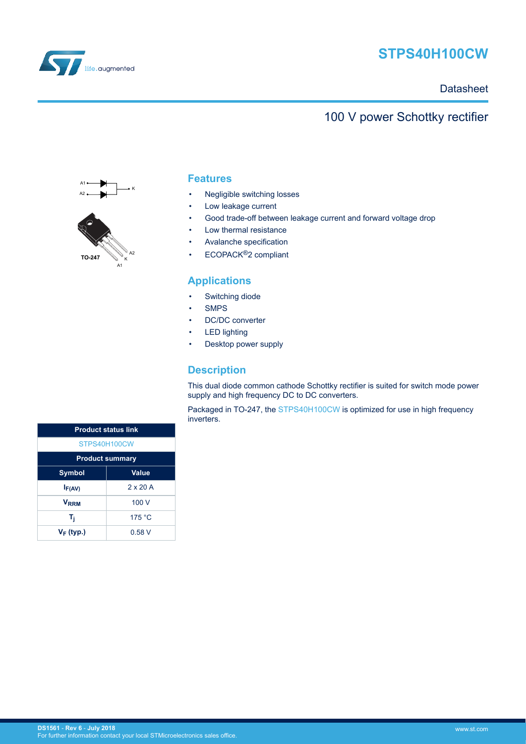# STPS40H100CW

Datasheet

## 100 V power Schottky rectifier

A1 K A2

TO-247

A2 K A1

## Features

- Negligible switching losses
- Low leakage current
- Good trade-off between leakage current and forward voltage drop
- Low thermal resistance
- Avalanche specification
- ECOPACK®2 compliant

## Applications

- Switching diode
- SMPS
- DC/DC converter
- LED lighting
- Desktop power supply

## Description

This dual diode common cathode Schottky rectifier is suited for switch mode power supply and high frequency DC to DC converters.

Packaged in TO-247, the STPS40H100CW is optimized for use in high frequency inverters.

| Product status link | |
|---|---|
| STPS40H100CW | |
| **Product summary** | |
| **Symbol** | **Value** |
| $I_{F(AV)}$ | 2 x 20 A |
| $V_{RRM}$ | 100 V |
| $T_j$ | 175 °C |
| $V_F$ (typ.) | 0.58 V |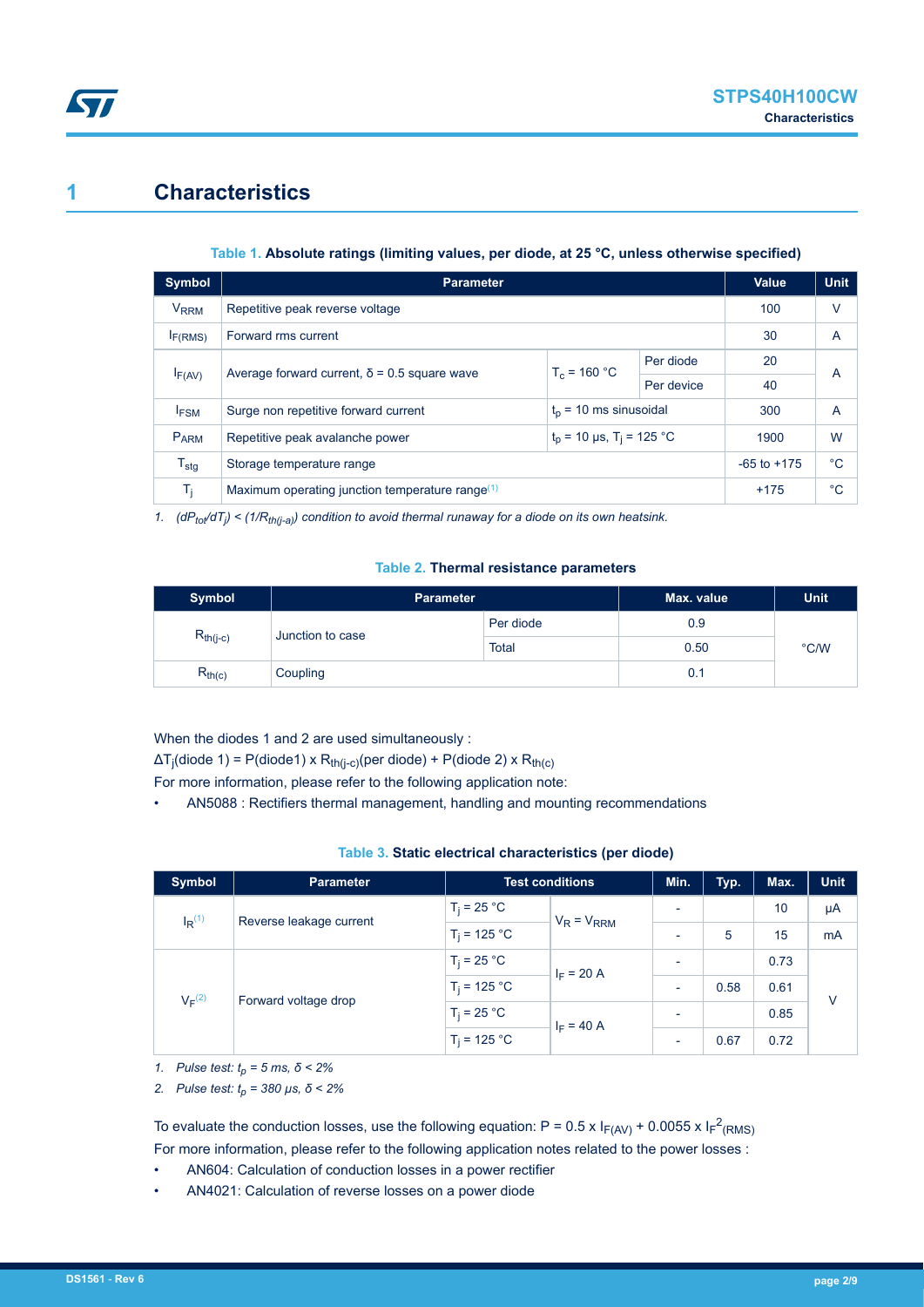# 1 Characteristics

**Table 1. Absolute ratings (limiting values, per diode, at 25 °C, unless otherwise specified)**

| Symbol | Parameter | | | Value | Unit |
|---|---|---|---|---|---|
| $V_{RRM}$ | Repetitive peak reverse voltage | | | 100 | V |
| $I_{F(RMS)}$ | Forward rms current | | | 30 | A |
| $I_{F(AV)}$ | Average forward current, δ = 0.5 square wave | $T_c$ = 160 °C | Per diode | 20 | A |
| | | | Per device | 40 | |
| $I_{FSM}$ | Surge non repetitive forward current | $t_p$ = 10 ms sinusoidal | | 300 | A |
| $P_{ARM}$ | Repetitive peak avalanche power | $t_p$ = 10 µs, $T_j$ = 125 °C | | 1900 | W |
| $T_{stg}$ | Storage temperature range | | | -65 to +175 | °C |
| $T_j$ | Maximum operating junction temperature range[1] | | | +175 | °C |

1. *$(dP_{tot}/dT_j) < (1/R_{th(j-a)})$ condition to avoid thermal runaway for a diode on its own heatsink.*

**Table 2. Thermal resistance parameters**

| Symbol | Parameter | | Max. value | Unit |
|---|---|---|---|---|
| $R_{th(j-c)}$ | Junction to case | Per diode | 0.9 | °C/W |
| | | Total | 0.50 | |
| $R_{th(c)}$ | Coupling | | 0.1 | |

When the diodes 1 and 2 are used simultaneously :

$\Delta T_j$(diode 1) = P(diode1) x $R_{th(j-c)}$(per diode) + P(diode 2) x $R_{th(c)}$

For more information, please refer to the following application note:

- AN5088 : Rectifiers thermal management, handling and mounting recommendations

**Table 3. Static electrical characteristics (per diode)**

| Symbol | Parameter | Test conditions | | Min. | Typ. | Max. | Unit |
|---|---|---|---|---|---|---|---|
| $I_R$[1] | Reverse leakage current | $T_j$ = 25 °C | $V_R = V_{RRM}$ | - | | 10 | µA |
| | | $T_j$ = 125 °C | | - | 5 | 15 | mA |
| $V_F$[2] | Forward voltage drop | $T_j$ = 25 °C | $I_F$ = 20 A | - | | 0.73 | V |
| | | $T_j$ = 125 °C | | - | 0.58 | 0.61 | |
| | | $T_j$ = 25 °C | $I_F$ = 40 A | - | | 0.85 | |
| | | $T_j$ = 125 °C | | - | 0.67 | 0.72 | |

1. *Pulse test: $t_p$ = 5 ms, δ < 2%*
2. *Pulse test: $t_p$ = 380 µs, δ < 2%*

To evaluate the conduction losses, use the following equation: $P = 0.5 \times I_{F(AV)} + 0.0055 \times I_F{}^2{}_{(RMS)}$

For more information, please refer to the following application notes related to the power losses :

- AN604: Calculation of conduction losses in a power rectifier
- AN4021: Calculation of reverse losses on a power diode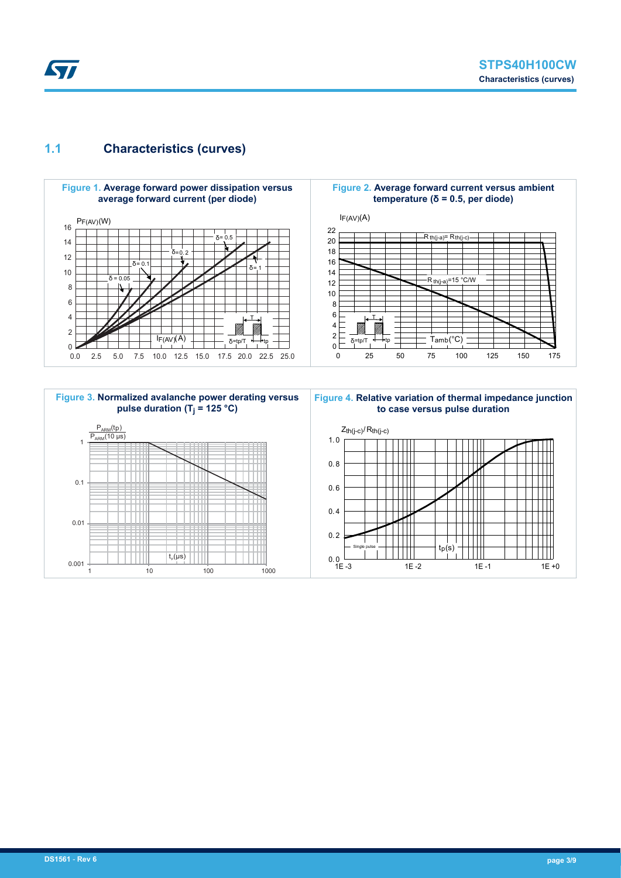## 1.1 Characteristics (curves)

**Figure 1.** Average forward power dissipation versus average forward current (per diode)

**Figure 2.** Average forward current versus ambient temperature ($\delta$ = 0.5, per diode)

**Figure 3.** Normalized avalanche power derating versus pulse duration ($T_j$ = 125 °C)

**Figure 4.** Relative variation of thermal impedance junction to case versus pulse duration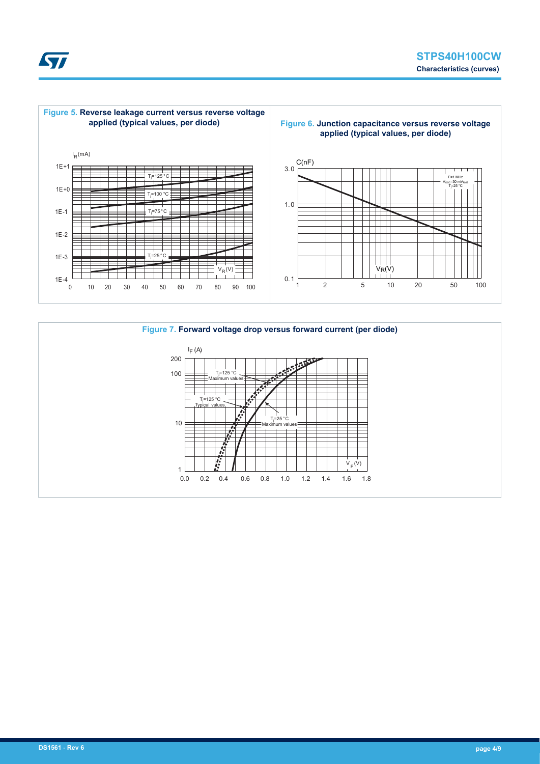**Figure 5. Reverse leakage current versus reverse voltage applied (typical values, per diode)**

**Figure 6. Junction capacitance versus reverse voltage applied (typical values, per diode)**

**Figure 7. Forward voltage drop versus forward current (per diode)**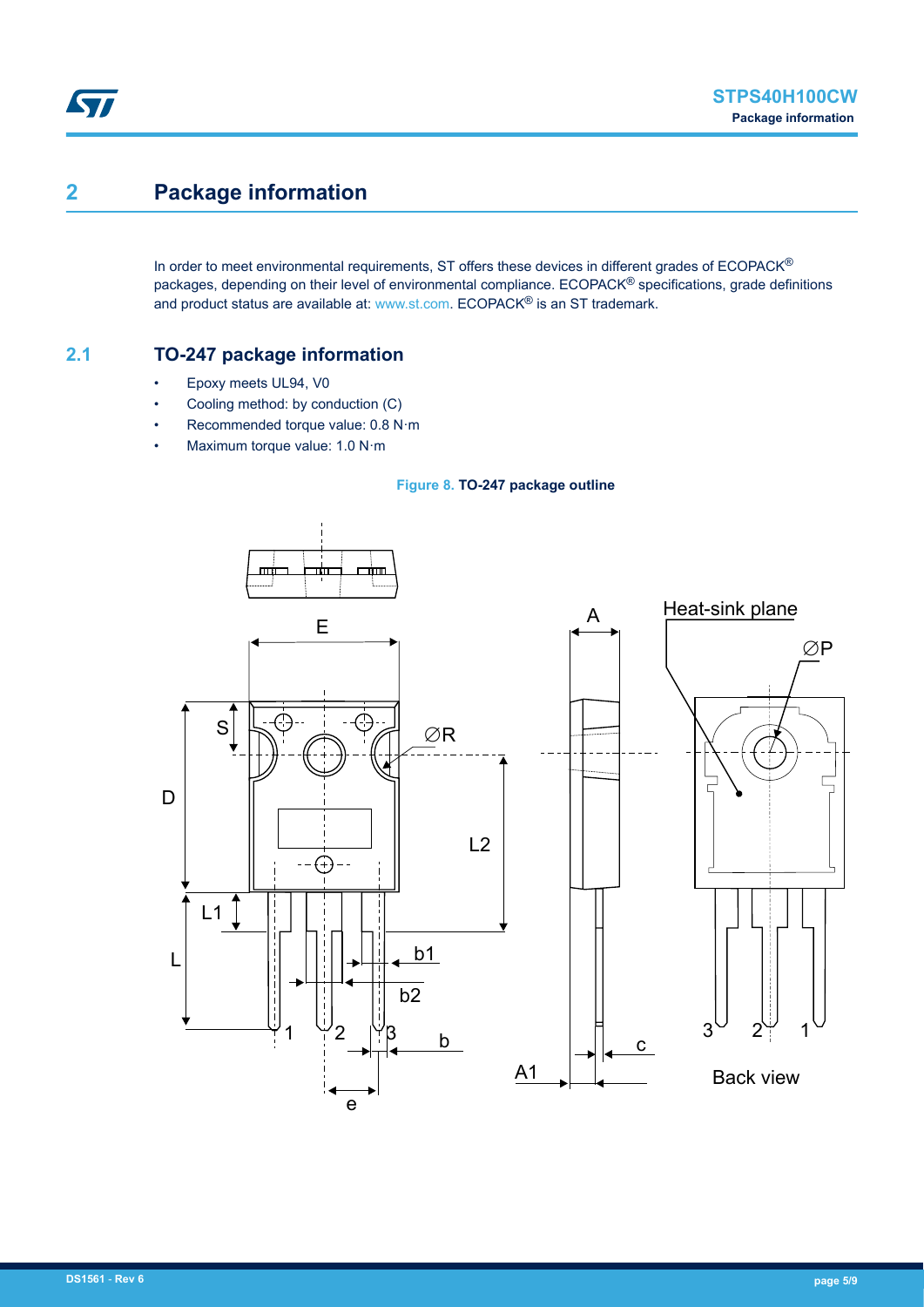# 2 Package information

In order to meet environmental requirements, ST offers these devices in different grades of ECOPACK® packages, depending on their level of environmental compliance. ECOPACK® specifications, grade definitions and product status are available at: www.st.com. ECOPACK® is an ST trademark.

## 2.1 TO-247 package information

- Epoxy meets UL94, V0
- Cooling method: by conduction (C)
- Recommended torque value: 0.8 N·m
- Maximum torque value: 1.0 N·m

**Figure 8. TO-247 package outline**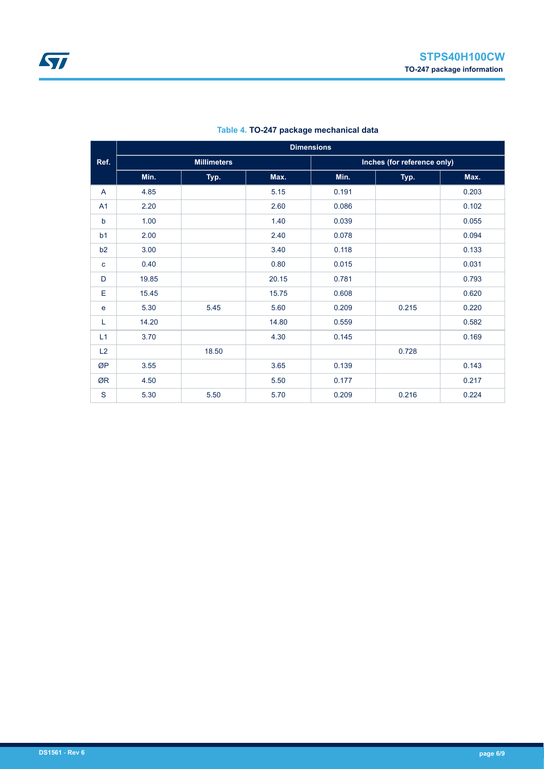Table 4. **TO-247 package mechanical data**

| Ref. | Dimensions | | | | | |
|---|---|---|---|---|---|---|
| | Millimeters | | | Inches (for reference only) | | |
| | Min. | Typ. | Max. | Min. | Typ. | Max. |
| A | 4.85 | | 5.15 | 0.191 | | 0.203 |
| A1 | 2.20 | | 2.60 | 0.086 | | 0.102 |
| b | 1.00 | | 1.40 | 0.039 | | 0.055 |
| b1 | 2.00 | | 2.40 | 0.078 | | 0.094 |
| b2 | 3.00 | | 3.40 | 0.118 | | 0.133 |
| c | 0.40 | | 0.80 | 0.015 | | 0.031 |
| D | 19.85 | | 20.15 | 0.781 | | 0.793 |
| E | 15.45 | | 15.75 | 0.608 | | 0.620 |
| e | 5.30 | 5.45 | 5.60 | 0.209 | 0.215 | 0.220 |
| L | 14.20 | | 14.80 | 0.559 | | 0.582 |
| L1 | 3.70 | | 4.30 | 0.145 | | 0.169 |
| L2 | | 18.50 | | | 0.728 | |
| ØP | 3.55 | | 3.65 | 0.139 | | 0.143 |
| ØR | 4.50 | | 5.50 | 0.177 | | 0.217 |
| S | 5.30 | 5.50 | 5.70 | 0.209 | 0.216 | 0.224 |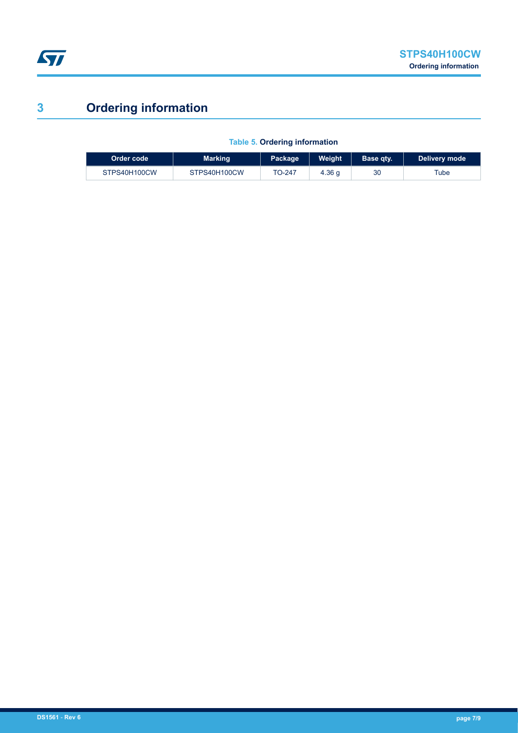# 3 Ordering information

**Table 5. Ordering information**

| Order code | Marking | Package | Weight | Base qty. | Delivery mode |
| --- | --- | --- | --- | --- | --- |
| STPS40H100CW | STPS40H100CW | TO-247 | 4.36 g | 30 | Tube |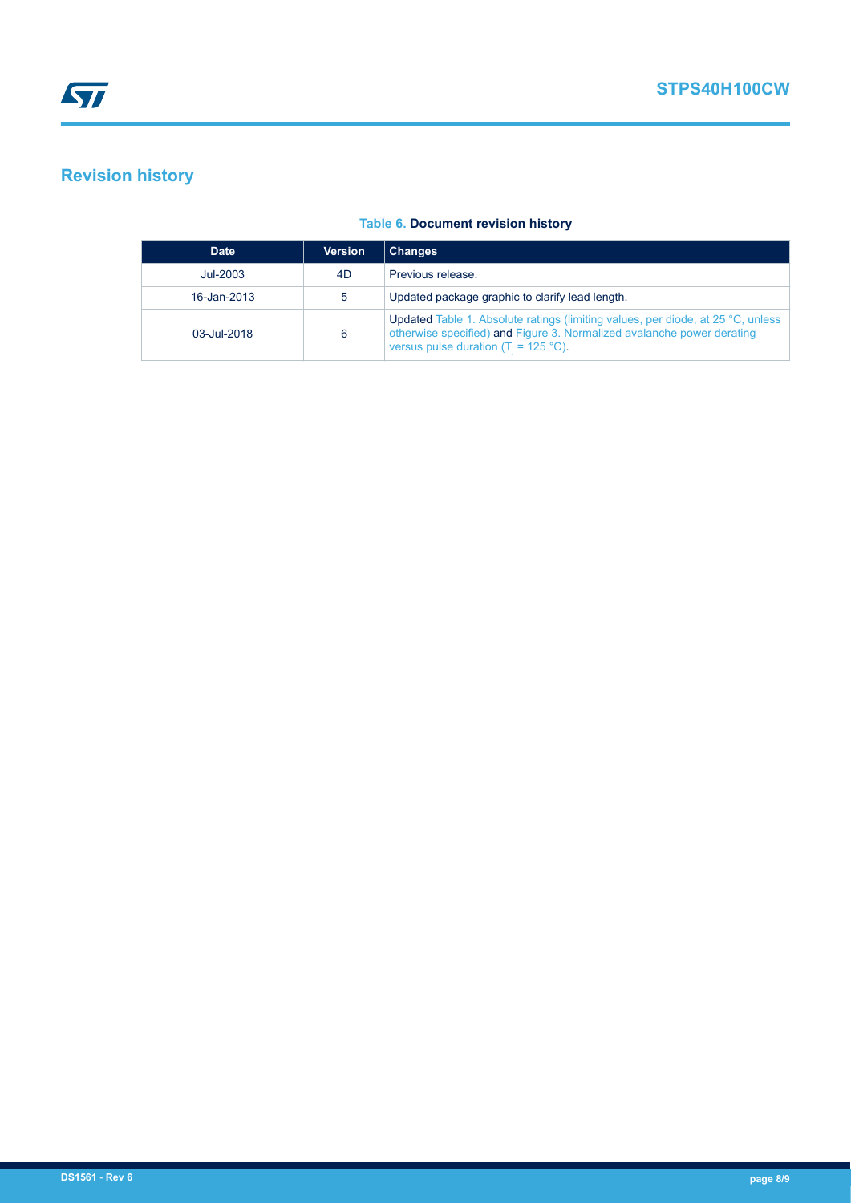# Revision history

**Table 6. Document revision history**

| Date | Version | Changes |
| --- | --- | --- |
| Jul-2003 | 4D | Previous release. |
| 16-Jan-2013 | 5 | Updated package graphic to clarify lead length. |
| 03-Jul-2018 | 6 | Updated Table 1. Absolute ratings (limiting values, per diode, at 25 °C, unless otherwise specified) and Figure 3. Normalized avalanche power derating versus pulse duration ($T_j$ = 125 °C). |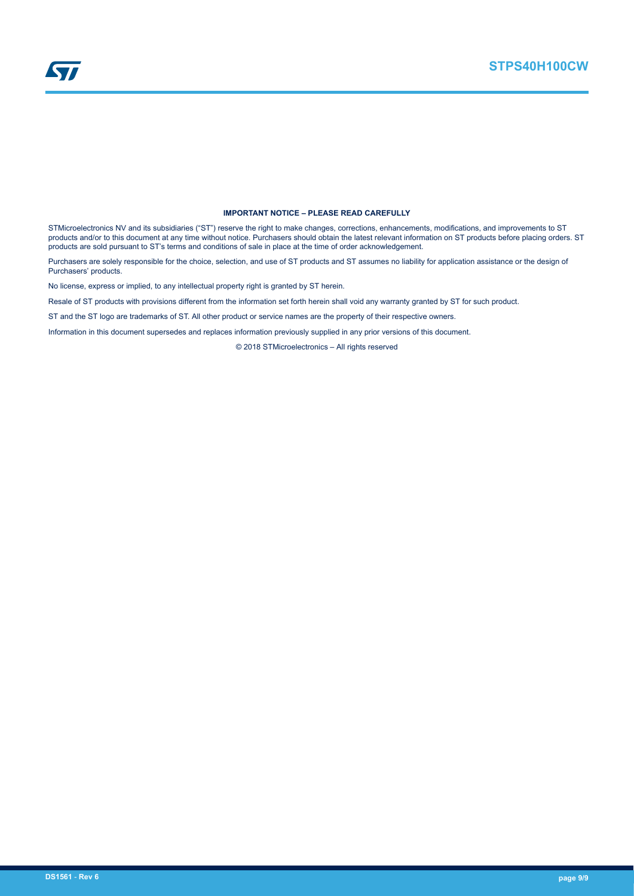**IMPORTANT NOTICE – PLEASE READ CAREFULLY**

STMicroelectronics NV and its subsidiaries ("ST") reserve the right to make changes, corrections, enhancements, modifications, and improvements to ST products and/or to this document at any time without notice. Purchasers should obtain the latest relevant information on ST products before placing orders. ST products are sold pursuant to ST's terms and conditions of sale in place at the time of order acknowledgement.

Purchasers are solely responsible for the choice, selection, and use of ST products and ST assumes no liability for application assistance or the design of Purchasers' products.

No license, express or implied, to any intellectual property right is granted by ST herein.

Resale of ST products with provisions different from the information set forth herein shall void any warranty granted by ST for such product.

ST and the ST logo are trademarks of ST. All other product or service names are the property of their respective owners.

Information in this document supersedes and replaces information previously supplied in any prior versions of this document.

© 2018 STMicroelectronics – All rights reserved